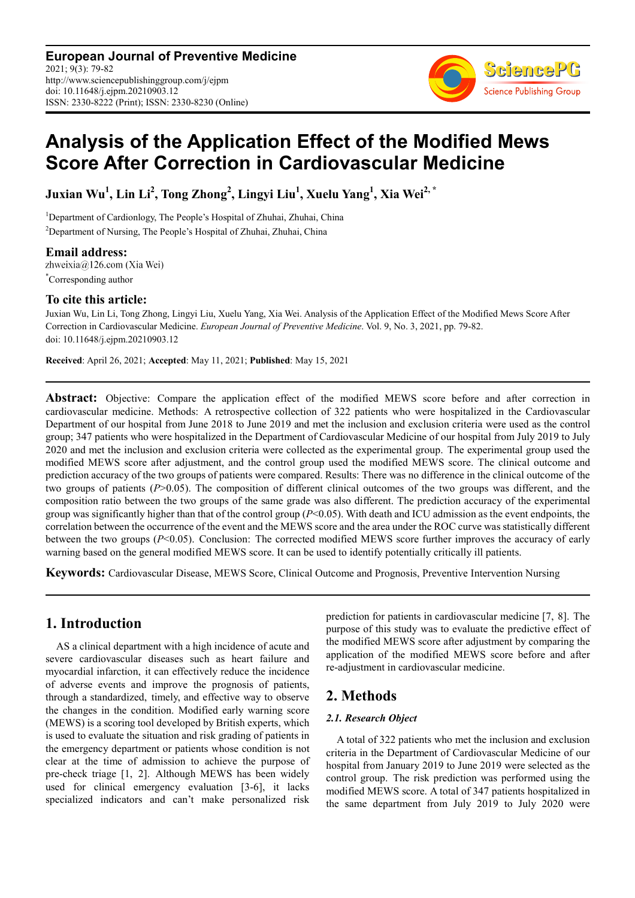# Analysis of the Application Effect of the Modified Mews Score After Correction in Cardiovascular Medicine

**Juxian Wu[1], Lin Li[2], Tong Zhong[2], Lingyi Liu[1], Xuelu Yang[1], Xia Wei[2, *]**

[1]Department of Cardionlogy, The People's Hospital of Zhuhai, Zhuhai, China

[2]Department of Nursing, The People's Hospital of Zhuhai, Zhuhai, China

### Email address:

zhweixia@126.com (Xia Wei)

[*]Corresponding author

### To cite this article:

Juxian Wu, Lin Li, Tong Zhong, Lingyi Liu, Xuelu Yang, Xia Wei. Analysis of the Application Effect of the Modified Mews Score After Correction in Cardiovascular Medicine. *European Journal of Preventive Medicine*. Vol. 9, No. 3, 2021, pp. 79-82. doi: 10.11648/j.ejpm.20210903.12

**Received**: April 26, 2021; **Accepted**: May 11, 2021; **Published**: May 15, 2021

---

**Abstract:** Objective: Compare the application effect of the modified MEWS score before and after correction in cardiovascular medicine. Methods: A retrospective collection of 322 patients who were hospitalized in the Cardiovascular Department of our hospital from June 2018 to June 2019 and met the inclusion and exclusion criteria were used as the control group; 347 patients who were hospitalized in the Department of Cardiovascular Medicine of our hospital from July 2019 to July 2020 and met the inclusion and exclusion criteria were collected as the experimental group. The experimental group used the modified MEWS score after adjustment, and the control group used the modified MEWS score. The clinical outcome and prediction accuracy of the two groups of patients were compared. Results: There was no difference in the clinical outcome of the two groups of patients ($P$>0.05). The composition of different clinical outcomes of the two groups was different, and the composition ratio between the two groups of the same grade was also different. The prediction accuracy of the experimental group was significantly higher than that of the control group ($P$<0.05). With death and ICU admission as the event endpoints, the correlation between the occurrence of the event and the MEWS score and the area under the ROC curve was statistically different between the two groups ($P$<0.05). Conclusion: The corrected modified MEWS score further improves the accuracy of early warning based on the general modified MEWS score. It can be used to identify potentially critically ill patients.

**Keywords:** Cardiovascular Disease, MEWS Score, Clinical Outcome and Prognosis, Preventive Intervention Nursing

---

## 1. Introduction

AS a clinical department with a high incidence of acute and severe cardiovascular diseases such as heart failure and myocardial infarction, it can effectively reduce the incidence of adverse events and improve the prognosis of patients, through a standardized, timely, and effective way to observe the changes in the condition. Modified early warning score (MEWS) is a scoring tool developed by British experts, which is used to evaluate the situation and risk grading of patients in the emergency department or patients whose condition is not clear at the time of admission to achieve the purpose of pre-check triage [1, 2]. Although MEWS has been widely used for clinical emergency evaluation [3-6], it lacks specialized indicators and can't make personalized risk prediction for patients in cardiovascular medicine [7, 8]. The purpose of this study was to evaluate the predictive effect of the modified MEWS score after adjustment by comparing the application of the modified MEWS score before and after re-adjustment in cardiovascular medicine.

## 2. Methods

### *2.1. Research Object*

A total of 322 patients who met the inclusion and exclusion criteria in the Department of Cardiovascular Medicine of our hospital from January 2019 to June 2019 were selected as the control group. The risk prediction was performed using the modified MEWS score. A total of 347 patients hospitalized in the same department from July 2019 to July 2020 were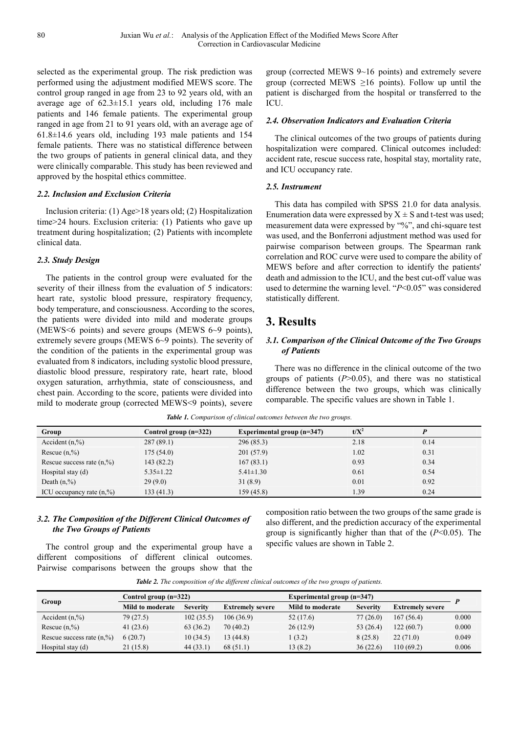selected as the experimental group. The risk prediction was performed using the adjustment modified MEWS score. The control group ranged in age from 23 to 92 years old, with an average age of 62.3±15.1 years old, including 176 male patients and 146 female patients. The experimental group ranged in age from 21 to 91 years old, with an average age of 61.8±14.6 years old, including 193 male patients and 154 female patients. There was no statistical difference between the two groups of patients in general clinical data, and they were clinically comparable. This study has been reviewed and approved by the hospital ethics committee.

### *2.2. Inclusion and Exclusion Criteria*

Inclusion criteria: (1) Age>18 years old; (2) Hospitalization time>24 hours. Exclusion criteria: (1) Patients who gave up treatment during hospitalization; (2) Patients with incomplete clinical data.

### *2.3. Study Design*

The patients in the control group were evaluated for the severity of their illness from the evaluation of 5 indicators: heart rate, systolic blood pressure, respiratory frequency, body temperature, and consciousness. According to the scores, the patients were divided into mild and moderate groups (MEWS<6 points) and severe groups (MEWS 6~9 points), extremely severe groups (MEWS 6~9 points). The severity of the condition of the patients in the experimental group was evaluated from 8 indicators, including systolic blood pressure, diastolic blood pressure, respiratory rate, heart rate, blood oxygen saturation, arrhythmia, state of consciousness, and chest pain. According to the score, patients were divided into mild to moderate group (corrected MEWS<9 points), severe group (corrected MEWS 9~16 points) and extremely severe group (corrected MEWS ≥16 points). Follow up until the patient is discharged from the hospital or transferred to the ICU.

### *2.4. Observation Indicators and Evaluation Criteria*

The clinical outcomes of the two groups of patients during hospitalization were compared. Clinical outcomes included: accident rate, rescue success rate, hospital stay, mortality rate, and ICU occupancy rate.

### *2.5. Instrument*

This data has compiled with SPSS 21.0 for data analysis. Enumeration data were expressed by X ± S and t-test was used; measurement data were expressed by "%", and chi-square test was used, and the Bonferroni adjustment method was used for pairwise comparison between groups. The Spearman rank correlation and ROC curve were used to compare the ability of MEWS before and after correction to identify the patients' death and admission to the ICU, and the best cut-off value was used to determine the warning level. "$P$<0.05" was considered statistically different.

## 3. Results

### *3.1. Comparison of the Clinical Outcome of the Two Groups of Patients*

There was no difference in the clinical outcome of the two groups of patients ($P$>0.05), and there was no statistical difference between the two groups, which was clinically comparable. The specific values are shown in Table 1.

***Table 1.*** *Comparison of clinical outcomes between the two groups.*

| Group | Control group (n=322) | Experimental group (n=347) | t/$X^2$ | $P$ |
|---|---|---|---|---|
| Accident (n,%) | 287 (89.1) | 296 (85.3) | 2.18 | 0.14 |
| Rescue (n,%) | 175 (54.0) | 201 (57.9) | 1.02 | 0.31 |
| Rescue success rate (n,%) | 143 (82.2) | 167 (83.1) | 0.93 | 0.34 |
| Hospital stay (d) | 5.35±1.22 | 5.41±1.30 | 0.61 | 0.54 |
| Death (n,%) | 29 (9.0) | 31 (8.9) | 0.01 | 0.92 |
| ICU occupancy rate (n,%) | 133 (41.3) | 159 (45.8) | 1.39 | 0.24 |

### *3.2. The Composition of the Different Clinical Outcomes of the Two Groups of Patients*

The control group and the experimental group have a different compositions of different clinical outcomes. Pairwise comparisons between the groups show that the composition ratio between the two groups of the same grade is also different, and the prediction accuracy of the experimental group is significantly higher than that of the ($P$<0.05). The specific values are shown in Table 2.

***Table 2.*** *The composition of the different clinical outcomes of the two groups of patients.*

| Group | Control group (n=322) | | | Experimental group (n=347) | | | $P$ |
|---|---|---|---|---|---|---|---|
| | Mild to moderate | Severity | Extremely severe | Mild to moderate | Severity | Extremely severe | |
| Accident (n,%) | 79 (27.5) | 102 (35.5) | 106 (36.9) | 52 (17.6) | 77 (26.0) | 167 (56.4) | 0.000 |
| Rescue (n,%) | 41 (23.6) | 63 (36.2) | 70 (40.2) | 26 (12.9) | 53 (26.4) | 122 (60.7) | 0.000 |
| Rescue success rate (n,%) | 6 (20.7) | 10 (34.5) | 13 (44.8) | 1 (3.2) | 8 (25.8) | 22 (71.0) | 0.049 |
| Hospital stay (d) | 21 (15.8) | 44 (33.1) | 68 (51.1) | 13 (8.2) | 36 (22.6) | 110 (69.2) | 0.006 |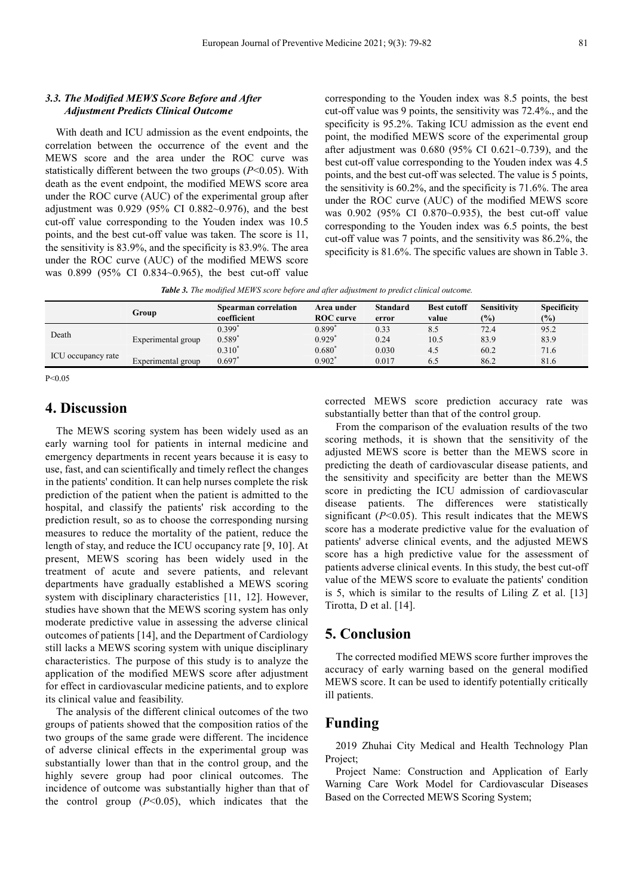### *3.3. The Modified MEWS Score Before and After Adjustment Predicts Clinical Outcome*

With death and ICU admission as the event endpoints, the correlation between the occurrence of the event and the MEWS score and the area under the ROC curve was statistically different between the two groups (*P*<0.05). With death as the event endpoint, the modified MEWS score area under the ROC curve (AUC) of the experimental group after adjustment was 0.929 (95% CI 0.882~0.976), and the best cut-off value corresponding to the Youden index was 10.5 points, and the best cut-off value was taken. The score is 11, the sensitivity is 83.9%, and the specificity is 83.9%. The area under the ROC curve (AUC) of the modified MEWS score was 0.899 (95% CI 0.834~0.965), the best cut-off value corresponding to the Youden index was 8.5 points, the best cut-off value was 9 points, the sensitivity was 72.4%., and the specificity is 95.2%. Taking ICU admission as the event end point, the modified MEWS score of the experimental group after adjustment was 0.680 (95% CI 0.621~0.739), and the best cut-off value corresponding to the Youden index was 4.5 points, and the best cut-off was selected. The value is 5 points, the sensitivity is 60.2%, and the specificity is 71.6%. The area under the ROC curve (AUC) of the modified MEWS score was 0.902 (95% CI 0.870~0.935), the best cut-off value corresponding to the Youden index was 6.5 points, the best cut-off value was 7 points, and the sensitivity was 86.2%, the specificity is 81.6%. The specific values are shown in Table 3.

***Table 3.*** *The modified MEWS score before and after adjustment to predict clinical outcome.*

| | Group | Spearman correlation coefficient | Area under ROC curve | Standard error | Best cutoff value | Sensitivity (%) | Specificity (%) |
|---|---|---|---|---|---|---|---|
| Death | | 0.399* | 0.899* | 0.33 | 8.5 | 72.4 | 95.2 |
| | Experimental group | 0.589* | 0.929* | 0.24 | 10.5 | 83.9 | 83.9 |
| ICU occupancy rate | | 0.310* | 0.680* | 0.030 | 4.5 | 60.2 | 71.6 |
| | Experimental group | 0.697* | 0.902* | 0.017 | 6.5 | 86.2 | 81.6 |

P<0.05

## 4. Discussion

The MEWS scoring system has been widely used as an early warning tool for patients in internal medicine and emergency departments in recent years because it is easy to use, fast, and can scientifically and timely reflect the changes in the patients' condition. It can help nurses complete the risk prediction of the patient when the patient is admitted to the hospital, and classify the patients' risk according to the prediction result, so as to choose the corresponding nursing measures to reduce the mortality of the patient, reduce the length of stay, and reduce the ICU occupancy rate [9, 10]. At present, MEWS scoring has been widely used in the treatment of acute and severe patients, and relevant departments have gradually established a MEWS scoring system with disciplinary characteristics [11, 12]. However, studies have shown that the MEWS scoring system has only moderate predictive value in assessing the adverse clinical outcomes of patients [14], and the Department of Cardiology still lacks a MEWS scoring system with unique disciplinary characteristics. The purpose of this study is to analyze the application of the modified MEWS score after adjustment for effect in cardiovascular medicine patients, and to explore its clinical value and feasibility.

The analysis of the different clinical outcomes of the two groups of patients showed that the composition ratios of the two groups of the same grade were different. The incidence of adverse clinical effects in the experimental group was substantially lower than that in the control group, and the highly severe group had poor clinical outcomes. The incidence of outcome was substantially higher than that of the control group (*P*<0.05), which indicates that the corrected MEWS score prediction accuracy rate was substantially better than that of the control group.

From the comparison of the evaluation results of the two scoring methods, it is shown that the sensitivity of the adjusted MEWS score is better than the MEWS score in predicting the death of cardiovascular disease patients, and the sensitivity and specificity are better than the MEWS score in predicting the ICU admission of cardiovascular disease patients. The differences were statistically significant (*P*<0.05). This result indicates that the MEWS score has a moderate predictive value for the evaluation of patients' adverse clinical events, and the adjusted MEWS score has a high predictive value for the assessment of patients adverse clinical events. In this study, the best cut-off value of the MEWS score to evaluate the patients' condition is 5, which is similar to the results of Liling Z et al. [13] Tirotta, D et al. [14].

## 5. Conclusion

The corrected modified MEWS score further improves the accuracy of early warning based on the general modified MEWS score. It can be used to identify potentially critically ill patients.

## Funding

2019 Zhuhai City Medical and Health Technology Plan Project;

Project Name: Construction and Application of Early Warning Care Work Model for Cardiovascular Diseases Based on the Corrected MEWS Scoring System;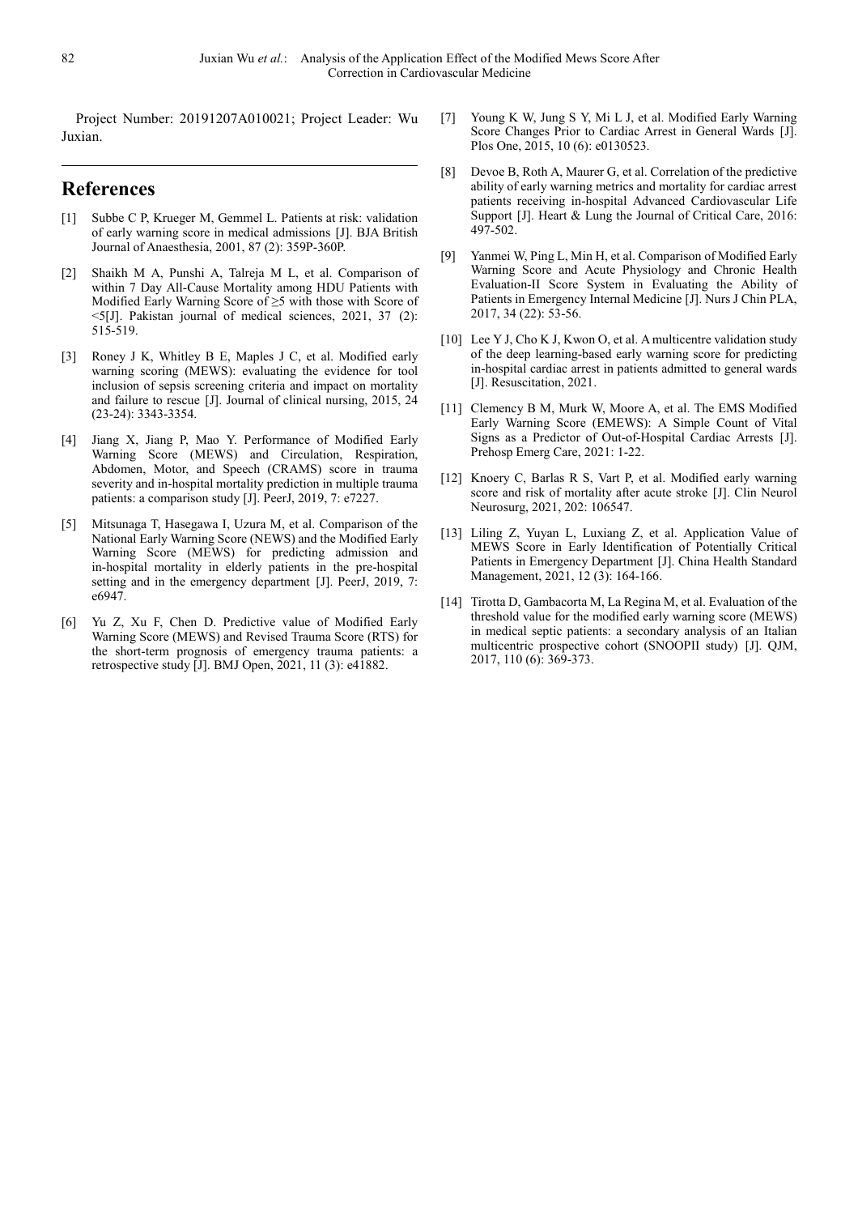Project Number: 20191207A010021; Project Leader: Wu Juxian.

## References

[1] Subbe C P, Krueger M, Gemmel L. Patients at risk: validation of early warning score in medical admissions [J]. BJA British Journal of Anaesthesia, 2001, 87 (2): 359P-360P.

[2] Shaikh M A, Punshi A, Talreja M L, et al. Comparison of within 7 Day All-Cause Mortality among HDU Patients with Modified Early Warning Score of ≥5 with those with Score of <5[J]. Pakistan journal of medical sciences, 2021, 37 (2): 515-519.

[3] Roney J K, Whitley B E, Maples J C, et al. Modified early warning scoring (MEWS): evaluating the evidence for tool inclusion of sepsis screening criteria and impact on mortality and failure to rescue [J]. Journal of clinical nursing, 2015, 24 (23-24): 3343-3354.

[4] Jiang X, Jiang P, Mao Y. Performance of Modified Early Warning Score (MEWS) and Circulation, Respiration, Abdomen, Motor, and Speech (CRAMS) score in trauma severity and in-hospital mortality prediction in multiple trauma patients: a comparison study [J]. PeerJ, 2019, 7: e7227.

[5] Mitsunaga T, Hasegawa I, Uzura M, et al. Comparison of the National Early Warning Score (NEWS) and the Modified Early Warning Score (MEWS) for predicting admission and in-hospital mortality in elderly patients in the pre-hospital setting and in the emergency department [J]. PeerJ, 2019, 7: e6947.

[6] Yu Z, Xu F, Chen D. Predictive value of Modified Early Warning Score (MEWS) and Revised Trauma Score (RTS) for the short-term prognosis of emergency trauma patients: a retrospective study [J]. BMJ Open, 2021, 11 (3): e41882.

[7] Young K W, Jung S Y, Mi L J, et al. Modified Early Warning Score Changes Prior to Cardiac Arrest in General Wards [J]. Plos One, 2015, 10 (6): e0130523.

[8] Devoe B, Roth A, Maurer G, et al. Correlation of the predictive ability of early warning metrics and mortality for cardiac arrest patients receiving in-hospital Advanced Cardiovascular Life Support [J]. Heart & Lung the Journal of Critical Care, 2016: 497-502.

[9] Yanmei W, Ping L, Min H, et al. Comparison of Modified Early Warning Score and Acute Physiology and Chronic Health Evaluation-II Score System in Evaluating the Ability of Patients in Emergency Internal Medicine [J]. Nurs J Chin PLA, 2017, 34 (22): 53-56.

[10] Lee Y J, Cho K J, Kwon O, et al. A multicentre validation study of the deep learning-based early warning score for predicting in-hospital cardiac arrest in patients admitted to general wards [J]. Resuscitation, 2021.

[11] Clemency B M, Murk W, Moore A, et al. The EMS Modified Early Warning Score (EMEWS): A Simple Count of Vital Signs as a Predictor of Out-of-Hospital Cardiac Arrests [J]. Prehosp Emerg Care, 2021: 1-22.

[12] Knoery C, Barlas R S, Vart P, et al. Modified early warning score and risk of mortality after acute stroke [J]. Clin Neurol Neurosurg, 2021, 202: 106547.

[13] Liling Z, Yuyan L, Luxiang Z, et al. Application Value of MEWS Score in Early Identification of Potentially Critical Patients in Emergency Department [J]. China Health Standard Management, 2021, 12 (3): 164-166.

[14] Tirotta D, Gambacorta M, La Regina M, et al. Evaluation of the threshold value for the modified early warning score (MEWS) in medical septic patients: a secondary analysis of an Italian multicentric prospective cohort (SNOOPII study) [J]. QJM, 2017, 110 (6): 369-373.